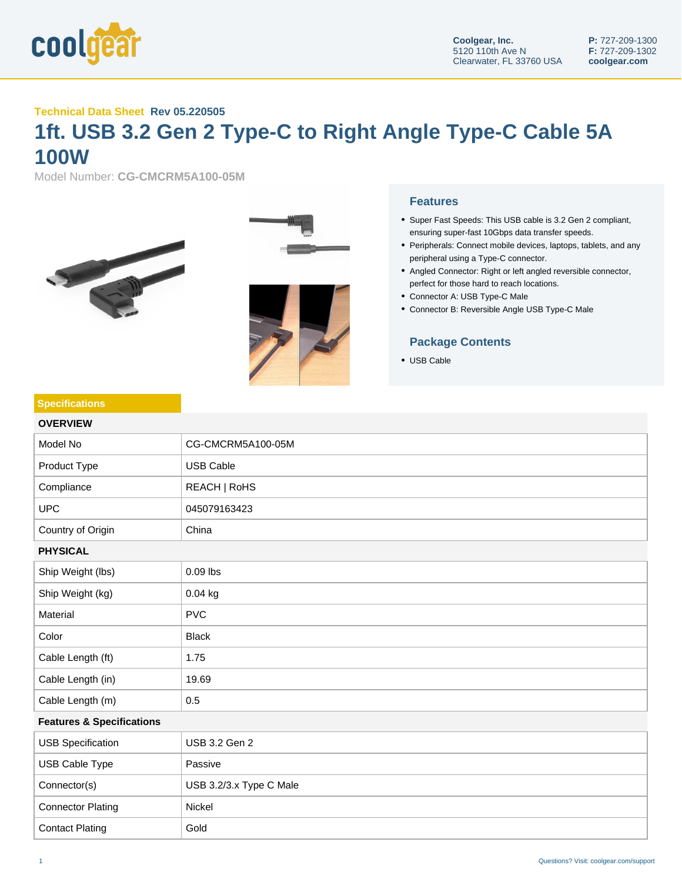Coolgear, Inc.
5120 110th Ave N
Clearwater, FL 33760 USA

**P:** 727-209-1300
**F:** 727-209-1302
**coolgear.com**

**Technical Data Sheet** **Rev 05.220505**

# 1ft. USB 3.2 Gen 2 Type-C to Right Angle Type-C Cable 5A 100W

Model Number: **CG-CMCRM5A100-05M**

## Features

- Super Fast Speeds: This USB cable is 3.2 Gen 2 compliant, ensuring super-fast 10Gbps data transfer speeds.
- Peripherals: Connect mobile devices, laptops, tablets, and any peripheral using a Type-C connector.
- Angled Connector: Right or left angled reversible connector, perfect for those hard to reach locations.
- Connector A: USB Type-C Male
- Connector B: Reversible Angle USB Type-C Male

## Package Contents

- USB Cable

## Specifications

### OVERVIEW

| | |
|---|---|
| Model No | CG-CMCRM5A100-05M |
| Product Type | USB Cable |
| Compliance | REACH \| RoHS |
| UPC | 045079163423 |
| Country of Origin | China |

### PHYSICAL

| | |
|---|---|
| Ship Weight (lbs) | 0.09 lbs |
| Ship Weight (kg) | 0.04 kg |
| Material | PVC |
| Color | Black |
| Cable Length (ft) | 1.75 |
| Cable Length (in) | 19.69 |
| Cable Length (m) | 0.5 |

### Features & Specifications

| | |
|---|---|
| USB Specification | USB 3.2 Gen 2 |
| USB Cable Type | Passive |
| Connector(s) | USB 3.2/3.x Type C Male |
| Connector Plating | Nickel |
| Contact Plating | Gold |

Questions? Visit: coolgear.com/support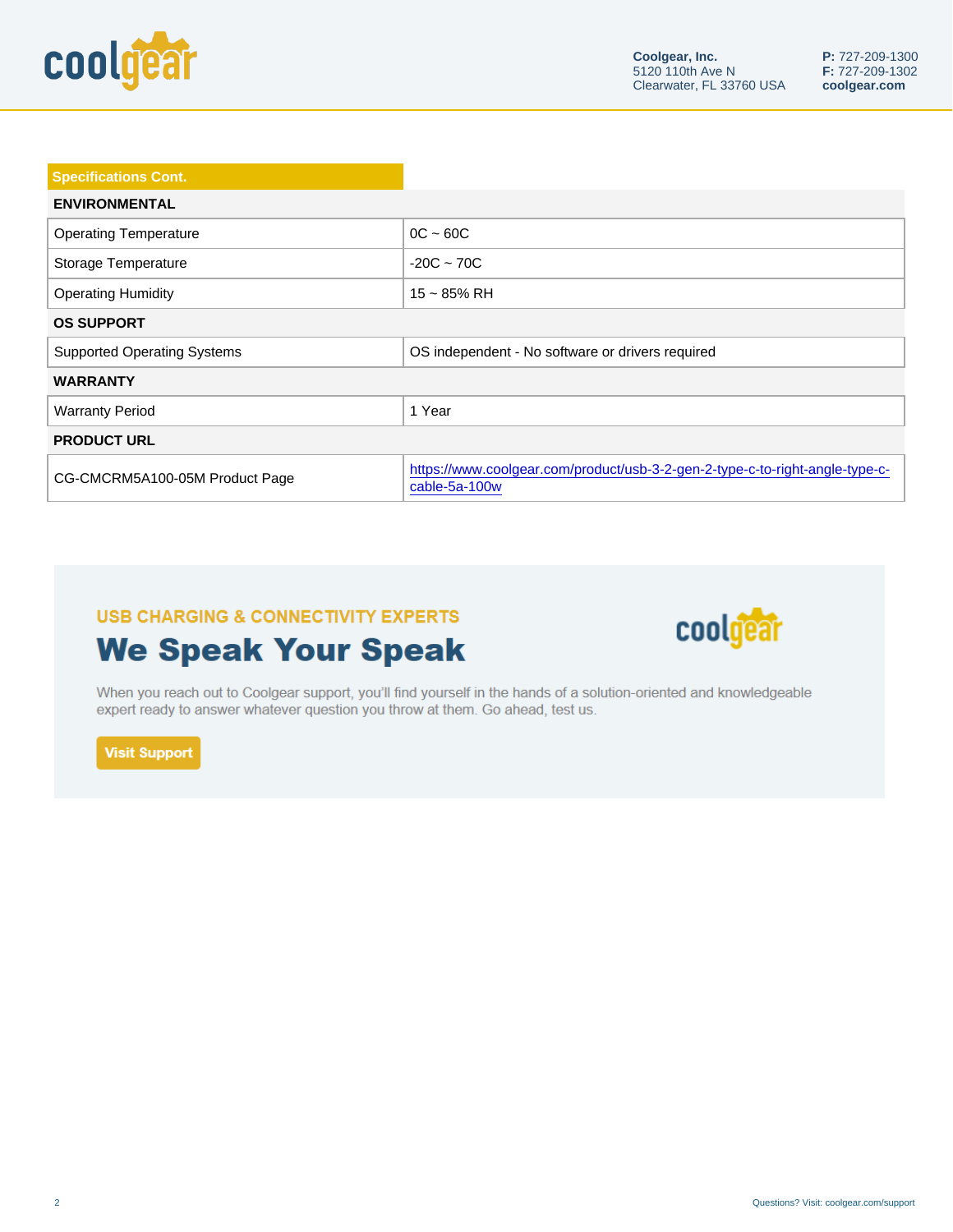Coolgear, Inc.
5120 110th Ave N
Clearwater, FL 33760 USA

**P:** 727-209-1300
**F:** 727-209-1302
**coolgear.com**

## Specifications Cont.

| | |
|---|---|
| **ENVIRONMENTAL** | |
| Operating Temperature | 0C ~ 60C |
| Storage Temperature | -20C ~ 70C |
| Operating Humidity | 15 ~ 85% RH |
| **OS SUPPORT** | |
| Supported Operating Systems | OS independent - No software or drivers required |
| **WARRANTY** | |
| Warranty Period | 1 Year |
| **PRODUCT URL** | |
| CG-CMCRM5A100-05M Product Page | https://www.coolgear.com/product/usb-3-2-gen-2-type-c-to-right-angle-type-c-cable-5a-100w |

### USB CHARGING & CONNECTIVITY EXPERTS

## We Speak Your Speak

When you reach out to Coolgear support, you'll find yourself in the hands of a solution-oriented and knowledgeable expert ready to answer whatever question you throw at them. Go ahead, test us.

**Visit Support**

Questions? Visit: coolgear.com/support